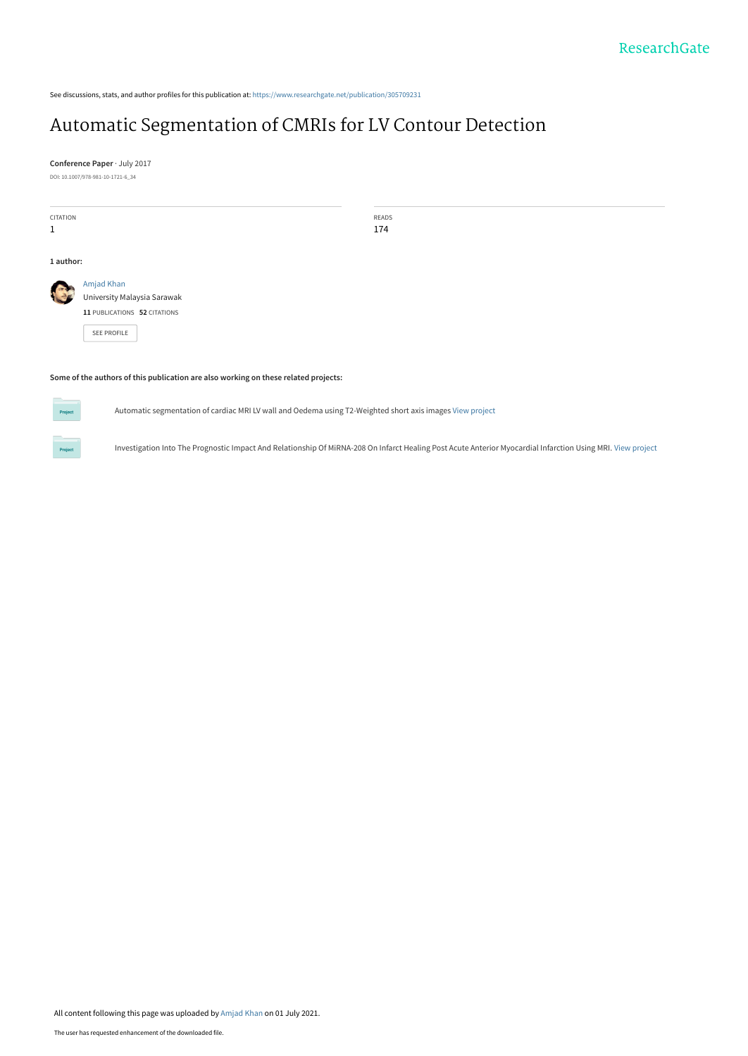See discussions, stats, and author profiles for this publication at: https://www.researchgate.net/publication/305709231

# Automatic Segmentation of CMRIs for LV Contour Detection

**Conference Paper** · July 2017

DOI: 10.1007/978-981-10-1721-6_34

| CITATION | READS |
| --- | --- |
| 1 | 174 |

**1 author:**

Amjad Khan
University Malaysia Sarawak
**11** PUBLICATIONS **52** CITATIONS

SEE PROFILE

**Some of the authors of this publication are also working on these related projects:**

Automatic segmentation of cardiac MRI LV wall and Oedema using T2-Weighted short axis images View project

Investigation Into The Prognostic Impact And Relationship Of MiRNA-208 On Infarct Healing Post Acute Anterior Myocardial Infarction Using MRI. View project

All content following this page was uploaded by Amjad Khan on 01 July 2021.

The user has requested enhancement of the downloaded file.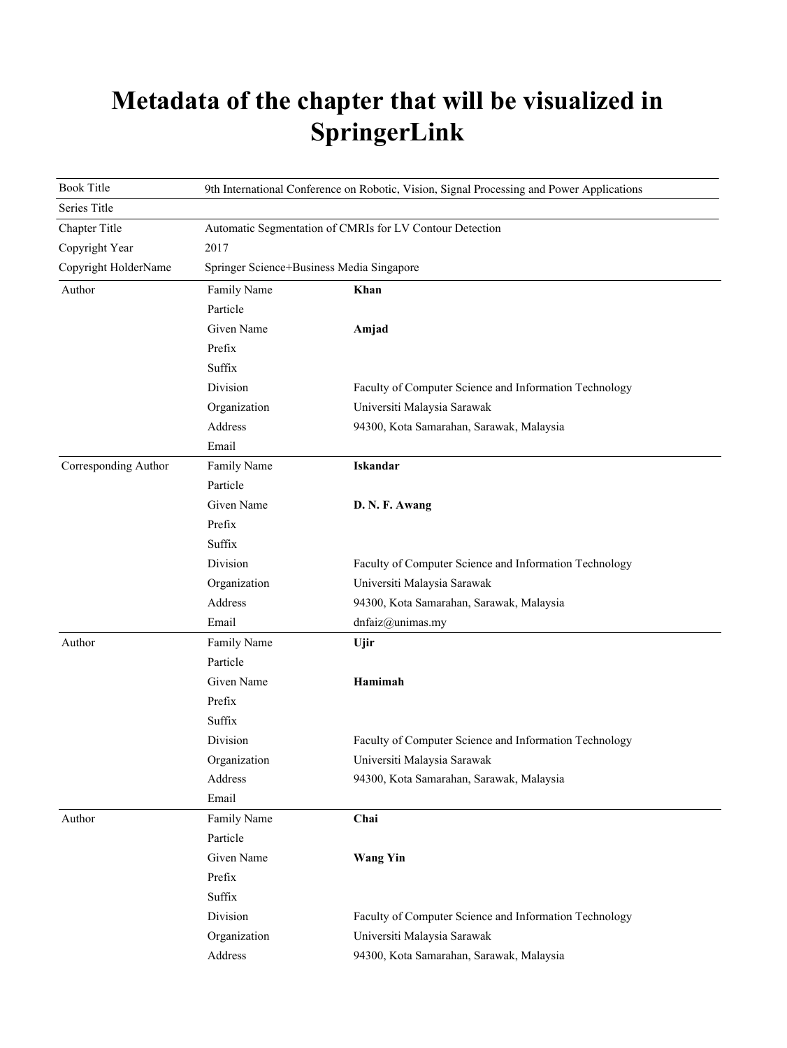# Metadata of the chapter that will be visualized in SpringerLink

| | | |
|---|---|---|
| Book Title | 9th International Conference on Robotic, Vision, Signal Processing and Power Applications | |
| Series Title | | |
| Chapter Title | Automatic Segmentation of CMRIs for LV Contour Detection | |
| Copyright Year | 2017 | |
| Copyright HolderName | Springer Science+Business Media Singapore | |
| Author | Family Name | **Khan** |
| | Particle | |
| | Given Name | **Amjad** |
| | Prefix | |
| | Suffix | |
| | Division | Faculty of Computer Science and Information Technology |
| | Organization | Universiti Malaysia Sarawak |
| | Address | 94300, Kota Samarahan, Sarawak, Malaysia |
| | Email | |
| Corresponding Author | Family Name | **Iskandar** |
| | Particle | |
| | Given Name | **D. N. F. Awang** |
| | Prefix | |
| | Suffix | |
| | Division | Faculty of Computer Science and Information Technology |
| | Organization | Universiti Malaysia Sarawak |
| | Address | 94300, Kota Samarahan, Sarawak, Malaysia |
| | Email | dnfaiz@unimas.my |
| Author | Family Name | **Ujir** |
| | Particle | |
| | Given Name | **Hamimah** |
| | Prefix | |
| | Suffix | |
| | Division | Faculty of Computer Science and Information Technology |
| | Organization | Universiti Malaysia Sarawak |
| | Address | 94300, Kota Samarahan, Sarawak, Malaysia |
| | Email | |
| Author | Family Name | **Chai** |
| | Particle | |
| | Given Name | **Wang Yin** |
| | Prefix | |
| | Suffix | |
| | Division | Faculty of Computer Science and Information Technology |
| | Organization | Universiti Malaysia Sarawak |
| | Address | 94300, Kota Samarahan, Sarawak, Malaysia |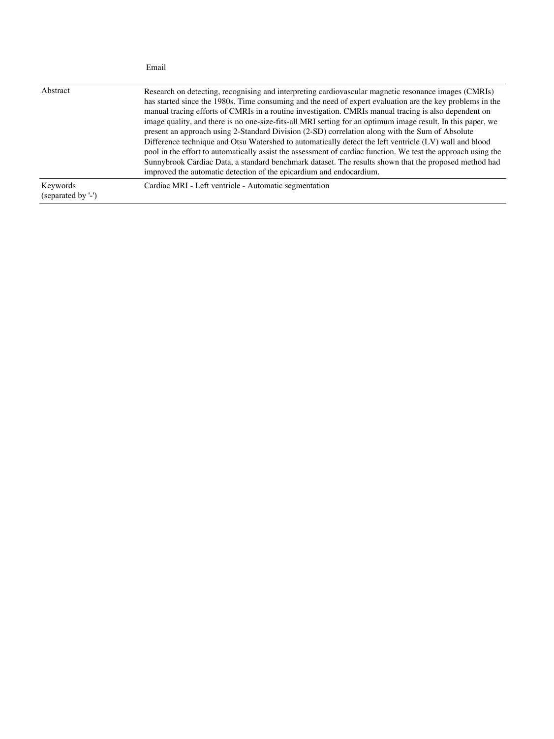| | Email |
|---|---|
| Abstract | Research on detecting, recognising and interpreting cardiovascular magnetic resonance images (CMRIs) has started since the 1980s. Time consuming and the need of expert evaluation are the key problems in the manual tracing efforts of CMRIs in a routine investigation. CMRIs manual tracing is also dependent on image quality, and there is no one-size-fits-all MRI setting for an optimum image result. In this paper, we present an approach using 2-Standard Division (2-SD) correlation along with the Sum of Absolute Difference technique and Otsu Watershed to automatically detect the left ventricle (LV) wall and blood pool in the effort to automatically assist the assessment of cardiac function. We test the approach using the Sunnybrook Cardiac Data, a standard benchmark dataset. The results shown that the proposed method had improved the automatic detection of the epicardium and endocardium. |
| Keywords (separated by '-') | Cardiac MRI - Left ventricle - Automatic segmentation |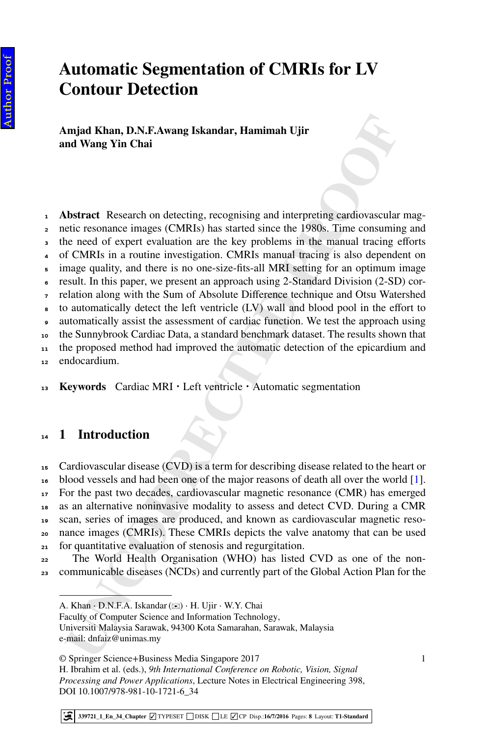# Automatic Segmentation of CMRIs for LV Contour Detection

**Amjad Khan, D.N.F.Awang Iskandar, Hamimah Ujir and Wang Yin Chai**

**Abstract** Research on detecting, recognising and interpreting cardiovascular magnetic resonance images (CMRIs) has started since the 1980s. Time consuming and the need of expert evaluation are the key problems in the manual tracing efforts of CMRIs in a routine investigation. CMRIs manual tracing is also dependent on image quality, and there is no one-size-fits-all MRI setting for an optimum image result. In this paper, we present an approach using 2-Standard Division (2-SD) correlation along with the Sum of Absolute Difference technique and Otsu Watershed to automatically detect the left ventricle (LV) wall and blood pool in the effort to automatically assist the assessment of cardiac function. We test the approach using the Sunnybrook Cardiac Data, a standard benchmark dataset. The results shown that the proposed method had improved the automatic detection of the epicardium and endocardium.

**Keywords** Cardiac MRI · Left ventricle · Automatic segmentation

## 1 Introduction

Cardiovascular disease (CVD) is a term for describing disease related to the heart or blood vessels and had been one of the major reasons of death all over the world [1]. For the past two decades, cardiovascular magnetic resonance (CMR) has emerged as an alternative noninvasive modality to assess and detect CVD. During a CMR scan, series of images are produced, and known as cardiovascular magnetic resonance images (CMRIs). These CMRIs depicts the valve anatomy that can be used for quantitative evaluation of stenosis and regurgitation.

The World Health Organisation (WHO) has listed CVD as one of the non-communicable diseases (NCDs) and currently part of the Global Action Plan for the

---

A. Khan · D.N.F.A. Iskandar (✉) · H. Ujir · W.Y. Chai
Faculty of Computer Science and Information Technology,
Universiti Malaysia Sarawak, 94300 Kota Samarahan, Sarawak, Malaysia
e-mail: dnfaiz@unimas.my

© Springer Science+Business Media Singapore 2017
H. Ibrahim et al. (eds.), *9th International Conference on Robotic, Vision, Signal Processing and Power Applications*, Lecture Notes in Electrical Engineering 398,
DOI 10.1007/978-981-10-1721-6_34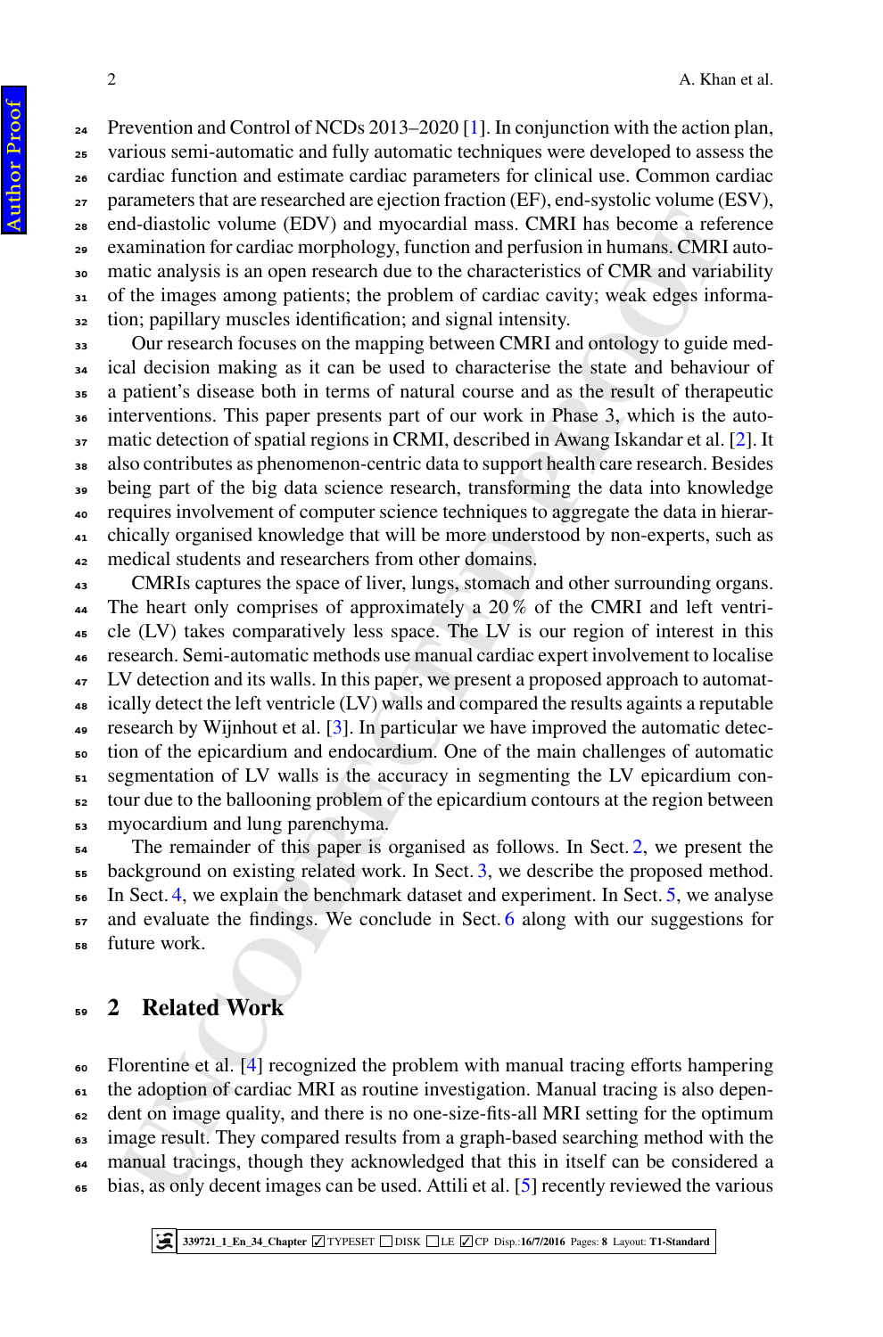Prevention and Control of NCDs 2013–2020 [1]. In conjunction with the action plan, various semi-automatic and fully automatic techniques were developed to assess the cardiac function and estimate cardiac parameters for clinical use. Common cardiac parameters that are researched are ejection fraction (EF), end-systolic volume (ESV), end-diastolic volume (EDV) and myocardial mass. CMRI has become a reference examination for cardiac morphology, function and perfusion in humans. CMRI automatic analysis is an open research due to the characteristics of CMR and variability of the images among patients; the problem of cardiac cavity; weak edges information; papillary muscles identification; and signal intensity.

Our research focuses on the mapping between CMRI and ontology to guide medical decision making as it can be used to characterise the state and behaviour of a patient's disease both in terms of natural course and as the result of therapeutic interventions. This paper presents part of our work in Phase 3, which is the automatic detection of spatial regions in CRMI, described in Awang Iskandar et al. [2]. It also contributes as phenomenon-centric data to support health care research. Besides being part of the big data science research, transforming the data into knowledge requires involvement of computer science techniques to aggregate the data in hierarchically organised knowledge that will be more understood by non-experts, such as medical students and researchers from other domains.

CMRIs captures the space of liver, lungs, stomach and other surrounding organs. The heart only comprises of approximately a 20 % of the CMRI and left ventricle (LV) takes comparatively less space. The LV is our region of interest in this research. Semi-automatic methods use manual cardiac expert involvement to localise LV detection and its walls. In this paper, we present a proposed approach to automatically detect the left ventricle (LV) walls and compared the results againts a reputable research by Wijnhout et al. [3]. In particular we have improved the automatic detection of the epicardium and endocardium. One of the main challenges of automatic segmentation of LV walls is the accuracy in segmenting the LV epicardium contour due to the ballooning problem of the epicardium contours at the region between myocardium and lung parenchyma.

The remainder of this paper is organised as follows. In Sect. 2, we present the background on existing related work. In Sect. 3, we describe the proposed method. In Sect. 4, we explain the benchmark dataset and experiment. In Sect. 5, we analyse and evaluate the findings. We conclude in Sect. 6 along with our suggestions for future work.

## 2 Related Work

Florentine et al. [4] recognized the problem with manual tracing efforts hampering the adoption of cardiac MRI as routine investigation. Manual tracing is also dependent on image quality, and there is no one-size-fits-all MRI setting for the optimum image result. They compared results from a graph-based searching method with the manual tracings, though they acknowledged that this in itself can be considered a bias, as only decent images can be used. Attili et al. [5] recently reviewed the various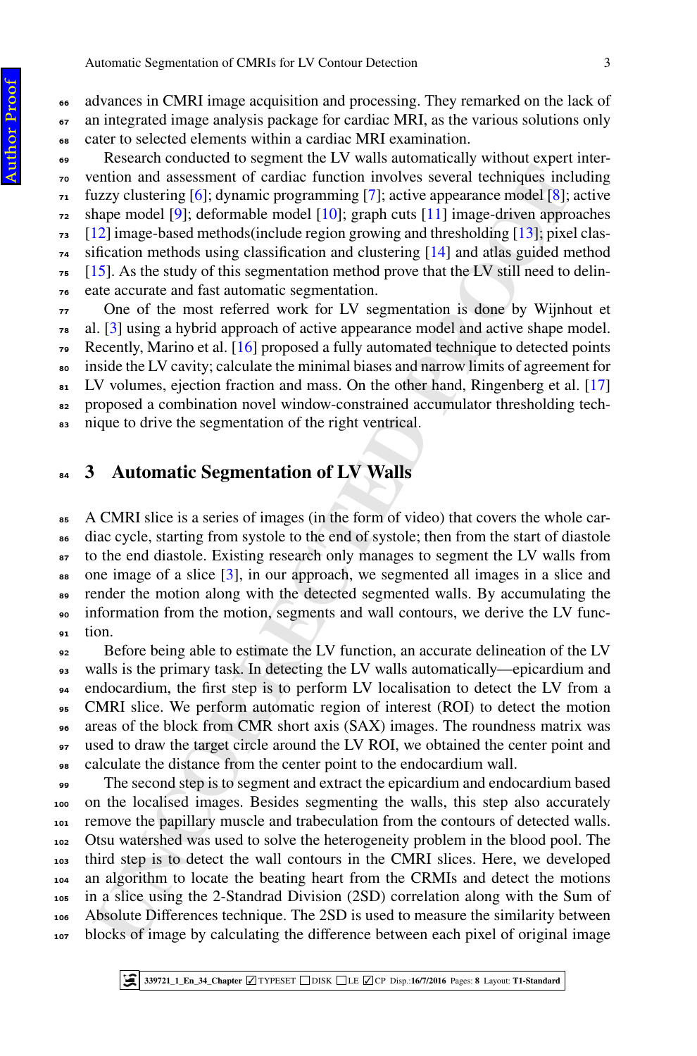advances in CMRI image acquisition and processing. They remarked on the lack of an integrated image analysis package for cardiac MRI, as the various solutions only cater to selected elements within a cardiac MRI examination.

Research conducted to segment the LV walls automatically without expert intervention and assessment of cardiac function involves several techniques including fuzzy clustering [6]; dynamic programming [7]; active appearance model [8]; active shape model [9]; deformable model [10]; graph cuts [11] image-driven approaches [12] image-based methods(include region growing and thresholding [13]; pixel classification methods using classification and clustering [14] and atlas guided method [15]. As the study of this segmentation method prove that the LV still need to delineate accurate and fast automatic segmentation.

One of the most referred work for LV segmentation is done by Wijnhout et al. [3] using a hybrid approach of active appearance model and active shape model. Recently, Marino et al. [16] proposed a fully automated technique to detected points inside the LV cavity; calculate the minimal biases and narrow limits of agreement for LV volumes, ejection fraction and mass. On the other hand, Ringenberg et al. [17] proposed a combination novel window-constrained accumulator thresholding technique to drive the segmentation of the right ventrical.

## 3 Automatic Segmentation of LV Walls

A CMRI slice is a series of images (in the form of video) that covers the whole cardiac cycle, starting from systole to the end of systole; then from the start of diastole to the end diastole. Existing research only manages to segment the LV walls from one image of a slice [3], in our approach, we segmented all images in a slice and render the motion along with the detected segmented walls. By accumulating the information from the motion, segments and wall contours, we derive the LV function.

Before being able to estimate the LV function, an accurate delineation of the LV walls is the primary task. In detecting the LV walls automatically—epicardium and endocardium, the first step is to perform LV localisation to detect the LV from a CMRI slice. We perform automatic region of interest (ROI) to detect the motion areas of the block from CMR short axis (SAX) images. The roundness matrix was used to draw the target circle around the LV ROI, we obtained the center point and calculate the distance from the center point to the endocardium wall.

The second step is to segment and extract the epicardium and endocardium based on the localised images. Besides segmenting the walls, this step also accurately remove the papillary muscle and trabeculation from the contours of detected walls. Otsu watershed was used to solve the heterogeneity problem in the blood pool. The third step is to detect the wall contours in the CMRI slices. Here, we developed an algorithm to locate the beating heart from the CRMIs and detect the motions in a slice using the 2-Standrad Division (2SD) correlation along with the Sum of Absolute Differences technique. The 2SD is used to measure the similarity between blocks of image by calculating the difference between each pixel of original image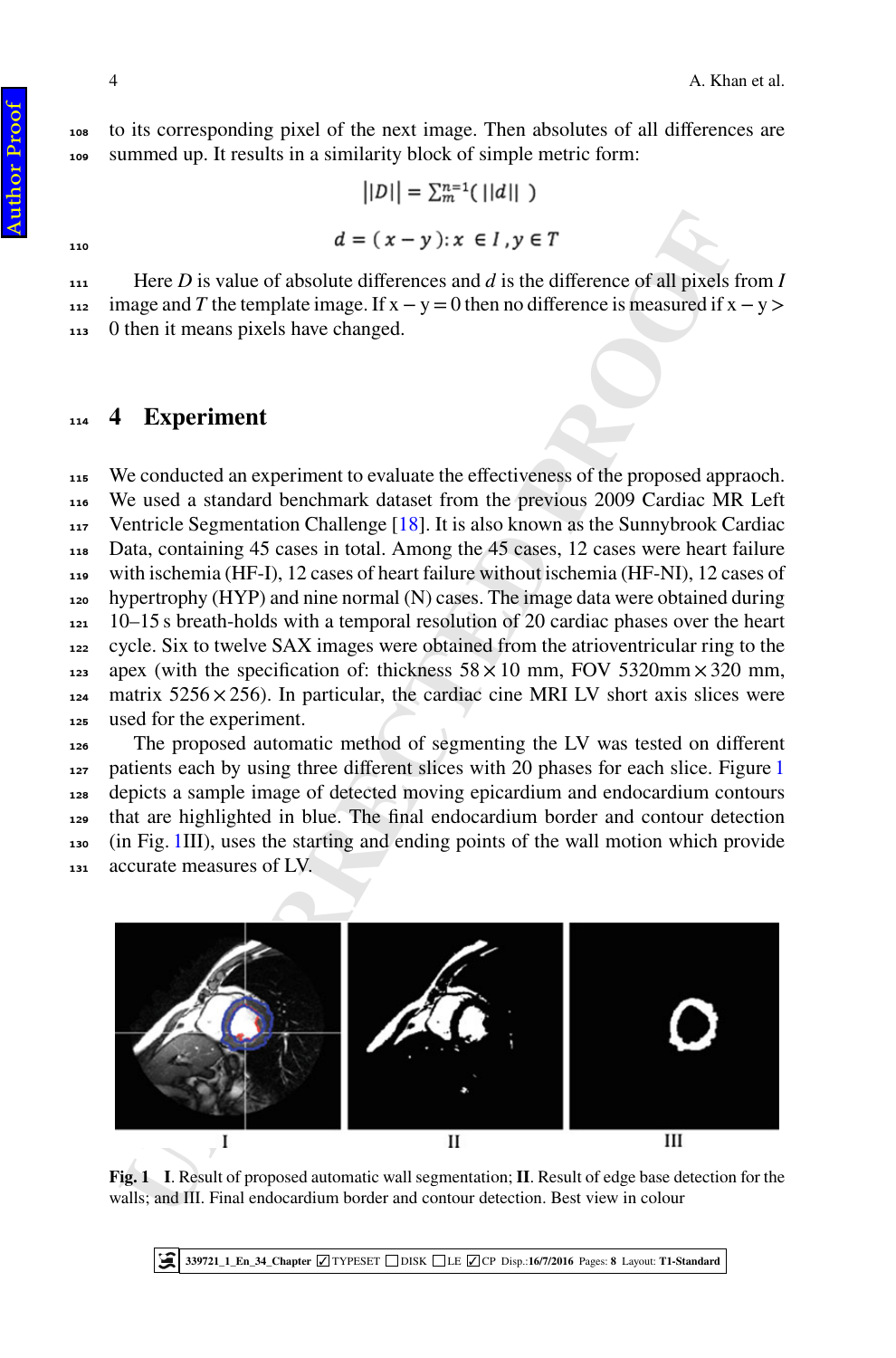to its corresponding pixel of the next image. Then absolutes of all differences are summed up. It results in a similarity block of simple metric form:

$$||D|| = \sum_{m}^{n=1}( ||d|| \ )$$

$$d = (x - y): x \in I, y \in T$$

Here *D* is value of absolute differences and *d* is the difference of all pixels from *I* image and *T* the template image. If $x - y = 0$ then no difference is measured if $x - y > 0$ then it means pixels have changed.

## 4 Experiment

We conducted an experiment to evaluate the effectiveness of the proposed appraoch. We used a standard benchmark dataset from the previous 2009 Cardiac MR Left Ventricle Segmentation Challenge [18]. It is also known as the Sunnybrook Cardiac Data, containing 45 cases in total. Among the 45 cases, 12 cases were heart failure with ischemia (HF-I), 12 cases of heart failure without ischemia (HF-NI), 12 cases of hypertrophy (HYP) and nine normal (N) cases. The image data were obtained during 10–15 s breath-holds with a temporal resolution of 20 cardiac phases over the heart cycle. Six to twelve SAX images were obtained from the atrioventricular ring to the apex (with the specification of: thickness $58 \times 10$ mm, FOV 5320mm $\times$ 320 mm, matrix $5256 \times 256$). In particular, the cardiac cine MRI LV short axis slices were used for the experiment.

The proposed automatic method of segmenting the LV was tested on different patients each by using three different slices with 20 phases for each slice. Figure 1 depicts a sample image of detected moving epicardium and endocardium contours that are highlighted in blue. The final endocardium border and contour detection (in Fig. 1III), uses the starting and ending points of the wall motion which provide accurate measures of LV.

**Fig. 1** **I**. Result of proposed automatic wall segmentation; **II**. Result of edge base detection for the walls; and III. Final endocardium border and contour detection. Best view in colour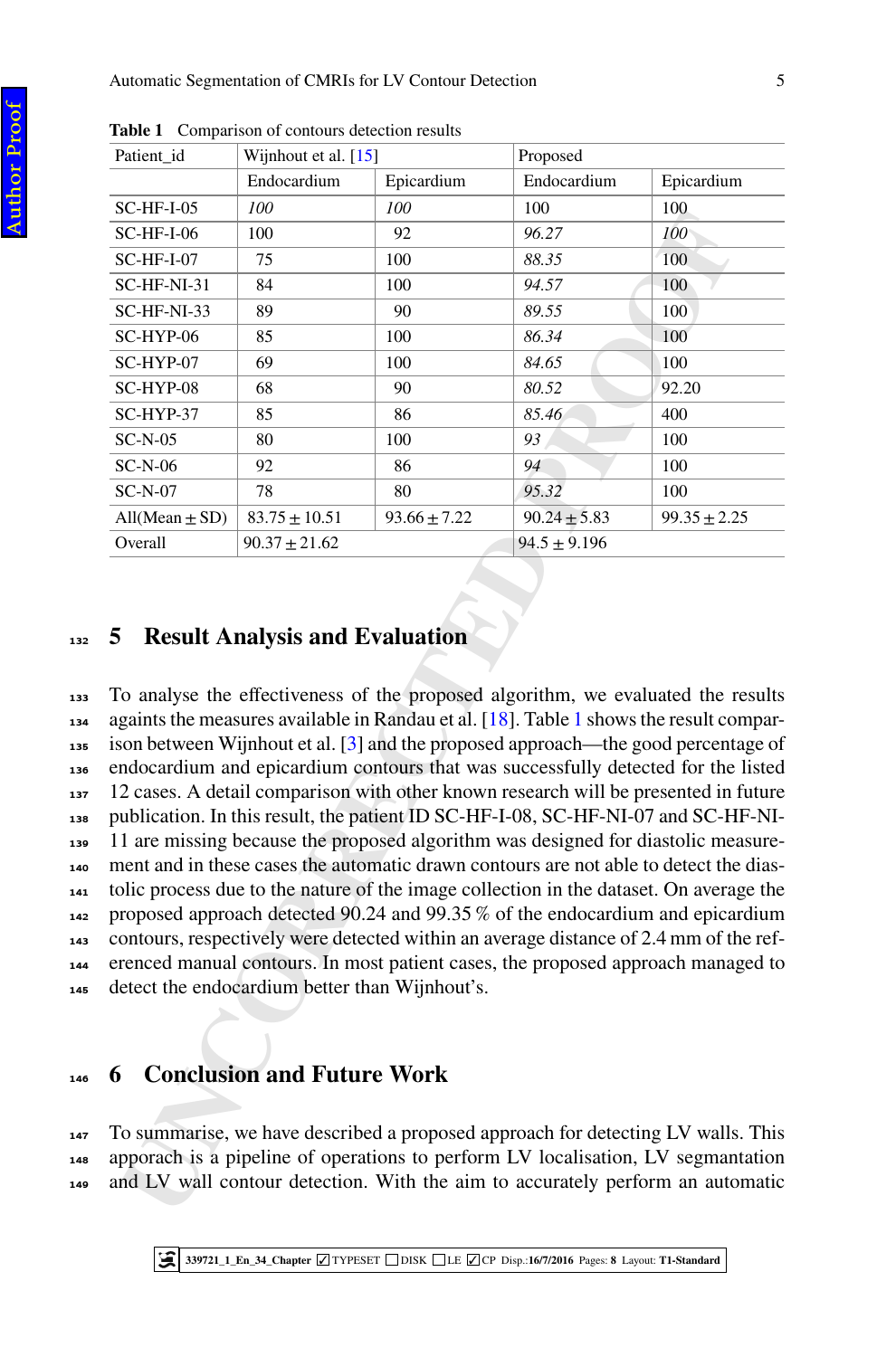**Table 1** Comparison of contours detection results

| Patient_id | Wijnhout et al. [15] | | Proposed | |
|---|---|---|---|---|
| | Endocardium | Epicardium | Endocardium | Epicardium |
| SC-HF-I-05 | *100* | *100* | 100 | 100 |
| SC-HF-I-06 | 100 | 92 | *96.27* | *100* |
| SC-HF-I-07 | 75 | 100 | *88.35* | 100 |
| SC-HF-NI-31 | 84 | 100 | *94.57* | 100 |
| SC-HF-NI-33 | 89 | 90 | *89.55* | 100 |
| SC-HYP-06 | 85 | 100 | *86.34* | 100 |
| SC-HYP-07 | 69 | 100 | *84.65* | 100 |
| SC-HYP-08 | 68 | 90 | *80.52* | 92.20 |
| SC-HYP-37 | 85 | 86 | *85.46* | 400 |
| SC-N-05 | 80 | 100 | *93* | 100 |
| SC-N-06 | 92 | 86 | *94* | 100 |
| SC-N-07 | 78 | 80 | *95.32* | 100 |
| All(Mean ± SD) | 83.75 ± 10.51 | 93.66 ± 7.22 | 90.24 ± 5.83 | 99.35 ± 2.25 |
| Overall | 90.37 ± 21.62 | | 94.5 ± 9.196 | |

## 5 Result Analysis and Evaluation

To analyse the effectiveness of the proposed algorithm, we evaluated the results againts the measures available in Randau et al. [18]. Table 1 shows the result comparison between Wijnhout et al. [3] and the proposed approach—the good percentage of endocardium and epicardium contours that was successfully detected for the listed 12 cases. A detail comparison with other known research will be presented in future publication. In this result, the patient ID SC-HF-I-08, SC-HF-NI-07 and SC-HF-NI-11 are missing because the proposed algorithm was designed for diastolic measurement and in these cases the automatic drawn contours are not able to detect the diastolic process due to the nature of the image collection in the dataset. On average the proposed approach detected 90.24 and 99.35 % of the endocardium and epicardium contours, respectively were detected within an average distance of 2.4 mm of the referenced manual contours. In most patient cases, the proposed approach managed to detect the endocardium better than Wijnhout's.

## 6 Conclusion and Future Work

To summarise, we have described a proposed approach for detecting LV walls. This appoach is a pipeline of operations to perform LV localisation, LV segmantation and LV wall contour detection. With the aim to accurately perform an automatic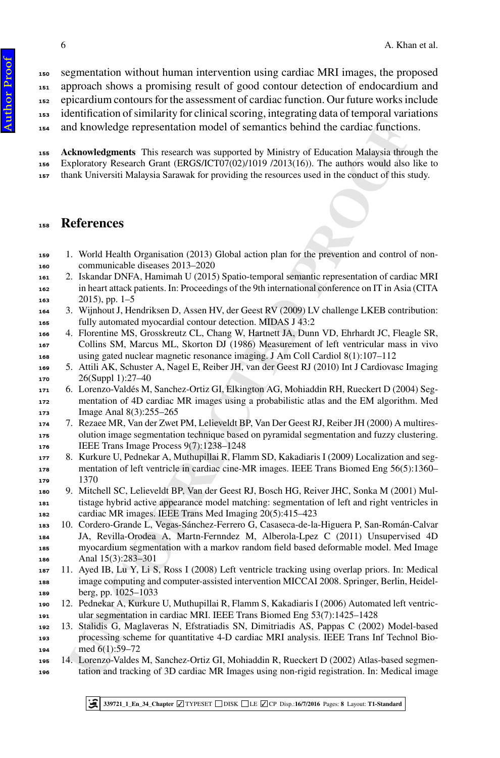segmentation without human intervention using cardiac MRI images, the proposed approach shows a promising result of good contour detection of endocardium and epicardium contours for the assessment of cardiac function. Our future works include identification of similarity for clinical scoring, integrating data of temporal variations and knowledge representation model of semantics behind the cardiac functions.

**Acknowledgments** This research was supported by Ministry of Education Malaysia through the Exploratory Research Grant (ERGS/ICT07(02)/1019 /2013(16)). The authors would also like to thank Universiti Malaysia Sarawak for providing the resources used in the conduct of this study.

## References

1. World Health Organisation (2013) Global action plan for the prevention and control of non-communicable diseases 2013–2020
2. Iskandar DNFA, Hamimah U (2015) Spatio-temporal semantic representation of cardiac MRI in heart attack patients. In: Proceedings of the 9th international conference on IT in Asia (CITA 2015), pp. 1–5
3. Wijnhout J, Hendriksen D, Assen HV, der Geest RV (2009) LV challenge LKEB contribution: fully automated myocardial contour detection. MIDAS J 43:2
4. Florentine MS, Grosskreutz CL, Chang W, Hartnett JA, Dunn VD, Ehrhardt JC, Fleagle SR, Collins SM, Marcus ML, Skorton DJ (1986) Measurement of left ventricular mass in vivo using gated nuclear magnetic resonance imaging. J Am Coll Cardiol 8(1):107–112
5. Attili AK, Schuster A, Nagel E, Reiber JH, van der Geest RJ (2010) Int J Cardiovasc Imaging 26(Suppl 1):27–40
6. Lorenzo-Valdés M, Sanchez-Ortiz GI, Elkington AG, Mohiaddin RH, Rueckert D (2004) Segmentation of 4D cardiac MR images using a probabilistic atlas and the EM algorithm. Med Image Anal 8(3):255–265
7. Rezaee MR, Van der Zwet PM, Lelieveldt BP, Van Der Geest RJ, Reiber JH (2000) A multiresolution image segmentation technique based on pyramidal segmentation and fuzzy clustering. IEEE Trans Image Process 9(7):1238–1248
8. Kurkure U, Pednekar A, Muthupillai R, Flamm SD, Kakadiaris I (2009) Localization and segmentation of left ventricle in cardiac cine-MR images. IEEE Trans Biomed Eng 56(5):1360–1370
9. Mitchell SC, Lelieveldt BP, Van der Geest RJ, Bosch HG, Reiver JHC, Sonka M (2001) Multistage hybrid active appearance model matching: segmentation of left and right ventricles in cardiac MR images. IEEE Trans Med Imaging 20(5):415–423
10. Cordero-Grande L, Vegas-Sánchez-Ferrero G, Casaseca-de-la-Higuera P, San-Román-Calvar JA, Revilla-Orodea A, Martn-Fernndez M, Alberola-Lpez C (2011) Unsupervised 4D myocardium segmentation with a markov random field based deformable model. Med Image Anal 15(3):283–301
11. Ayed IB, Lu Y, Li S, Ross I (2008) Left ventricle tracking using overlap priors. In: Medical image computing and computer-assisted intervention MICCAI 2008. Springer, Berlin, Heidelberg, pp. 1025–1033
12. Pednekar A, Kurkure U, Muthupillai R, Flamm S, Kakadiaris I (2006) Automated left ventricular segmentation in cardiac MRI. IEEE Trans Biomed Eng 53(7):1425–1428
13. Stalidis G, Maglaveras N, Efstratiadis SN, Dimitriadis AS, Pappas C (2002) Model-based processing scheme for quantitative 4-D cardiac MRI analysis. IEEE Trans Inf Technol Biomed 6(1):59–72
14. Lorenzo-Valdes M, Sanchez-Ortiz GI, Mohiaddin R, Rueckert D (2002) Atlas-based segmentation and tracking of 3D cardiac MR Images using non-rigid registration. In: Medical image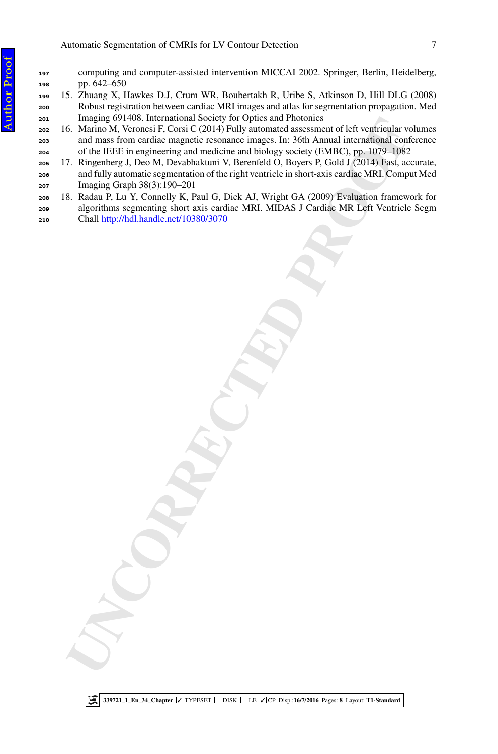computing and computer-assisted intervention MICCAI 2002. Springer, Berlin, Heidelberg, pp. 642–650

15. Zhuang X, Hawkes D.J, Crum WR, Boubertakh R, Uribe S, Atkinson D, Hill DLG (2008) Robust registration between cardiac MRI images and atlas for segmentation propagation. Med Imaging 691408. International Society for Optics and Photonics
16. Marino M, Veronesi F, Corsi C (2014) Fully automated assessment of left ventricular volumes and mass from cardiac magnetic resonance images. In: 36th Annual international conference of the IEEE in engineering and medicine and biology society (EMBC), pp. 1079–1082
17. Ringenberg J, Deo M, Devabhaktuni V, Berenfeld O, Boyers P, Gold J (2014) Fast, accurate, and fully automatic segmentation of the right ventricle in short-axis cardiac MRI. Comput Med Imaging Graph 38(3):190–201
18. Radau P, Lu Y, Connelly K, Paul G, Dick AJ, Wright GA (2009) Evaluation framework for algorithms segmenting short axis cardiac MRI. MIDAS J Cardiac MR Left Ventricle Segm Chall http://hdl.handle.net/10380/3070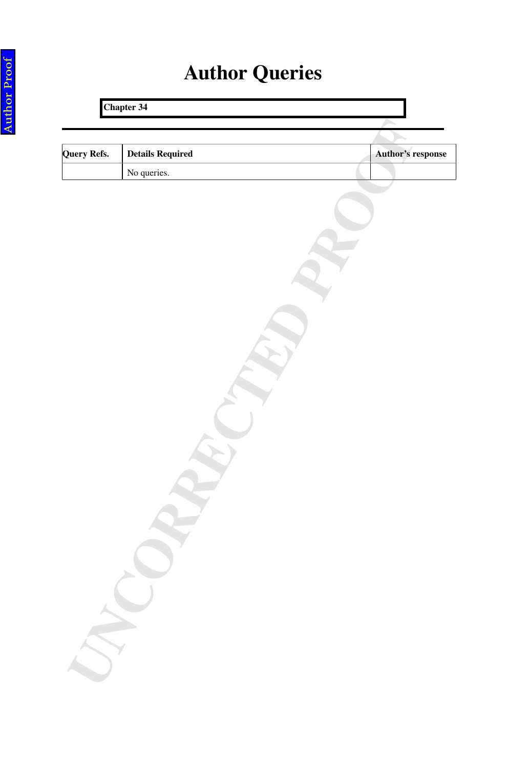# Author Queries

**Chapter 34**

| Query Refs. | Details Required | Author's response |
|---|---|---|
| | No queries. | |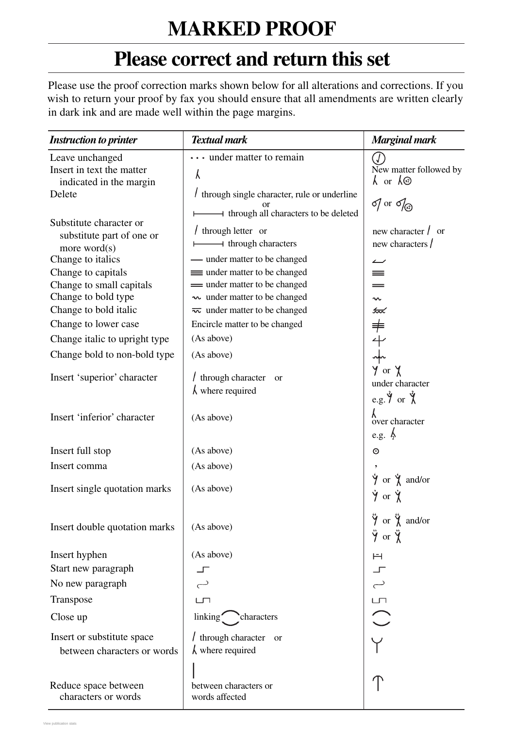# MARKED PROOF

## Please correct and return this set

Please use the proof correction marks shown below for all alterations and corrections. If you wish to return your proof by fax you should ensure that all amendments are written clearly in dark ink and are made well within the page margins.

| *Instruction to printer* | *Textual mark* | *Marginal mark* |
|---|---|---|
| Leave unchanged | • • • under matter to remain | ⓥ |
| Insert in text the matter indicated in the margin | ⅄ | New matter followed by ⅄ or ⅄ⓧ² |
| Delete | / through single character, rule or underline or ⊢⊣ through all characters to be deleted | ꝺ/ or ꝺ/ⓧ² |
| Substitute character or substitute part of one or more word(s) | / through letter or ⊢⊣ through characters | new character / or new characters / |
| Change to italics | — under matter to be changed | ⌐ |
| Change to capitals | ≡ under matter to be changed | ≡ |
| Change to small capitals | = under matter to be changed | = |
| Change to bold type | ~ under matter to be changed | ~ |
| Change to bold italic | ≂ under matter to be changed | ≂ |
| Change to lower case | Encircle matter to be changed | ≢ |
| Change italic to upright type | (As above) | ⊬ |
| Change bold to non-bold type | (As above) | ⊬ |
| Insert 'superior' character | / through character or ⅄ where required | Y or Ⅹ under character e.g. Y or Ⅹ |
| Insert 'inferior' character | (As above) | ⅄ over character e.g. ⅄ |
| Insert full stop | (As above) | ⊙ |
| Insert comma | (As above) | , |
| Insert single quotation marks | (As above) | Y or Ⅹ and/or Y or Ⅹ |
| Insert double quotation marks | (As above) | Y or Ⅹ and/or Y or Ⅹ |
| Insert hyphen | (As above) | ⊢⊣ |
| Start new paragraph | ⌐ | ⌐ |
| No new paragraph | ⌒ | ⌒ |
| Transpose | ⊔⊓ | ⊔⊓ |
| Close up | linking ⁀ characters | ⁀ |
| Insert or substitute space between characters or words | / through character or ⅄ where required | Y |
| Reduce space between characters or words | \| between characters or words affected | ↑ |